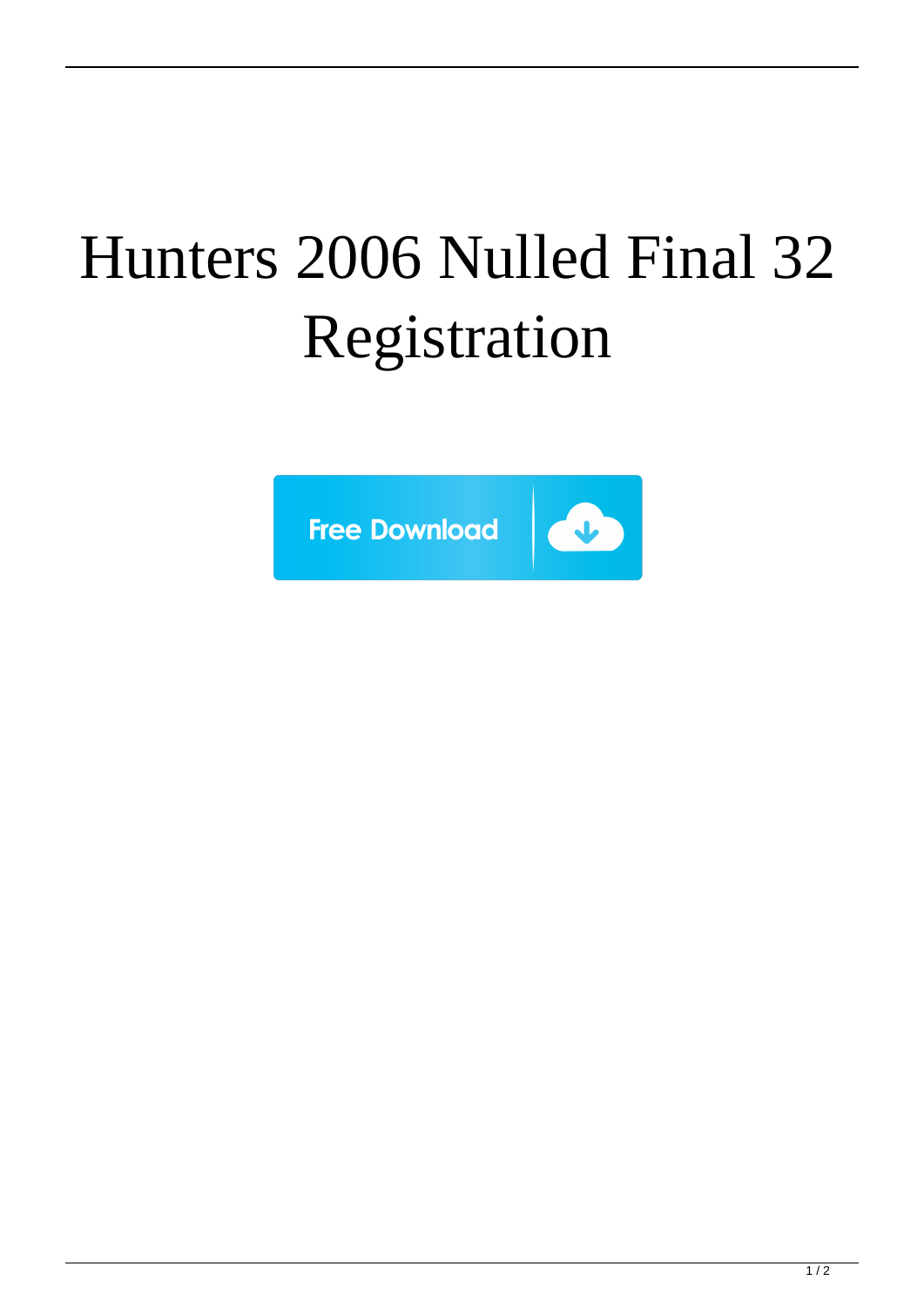# Hunters 2006 Nulled Final 32 Registration

Free Download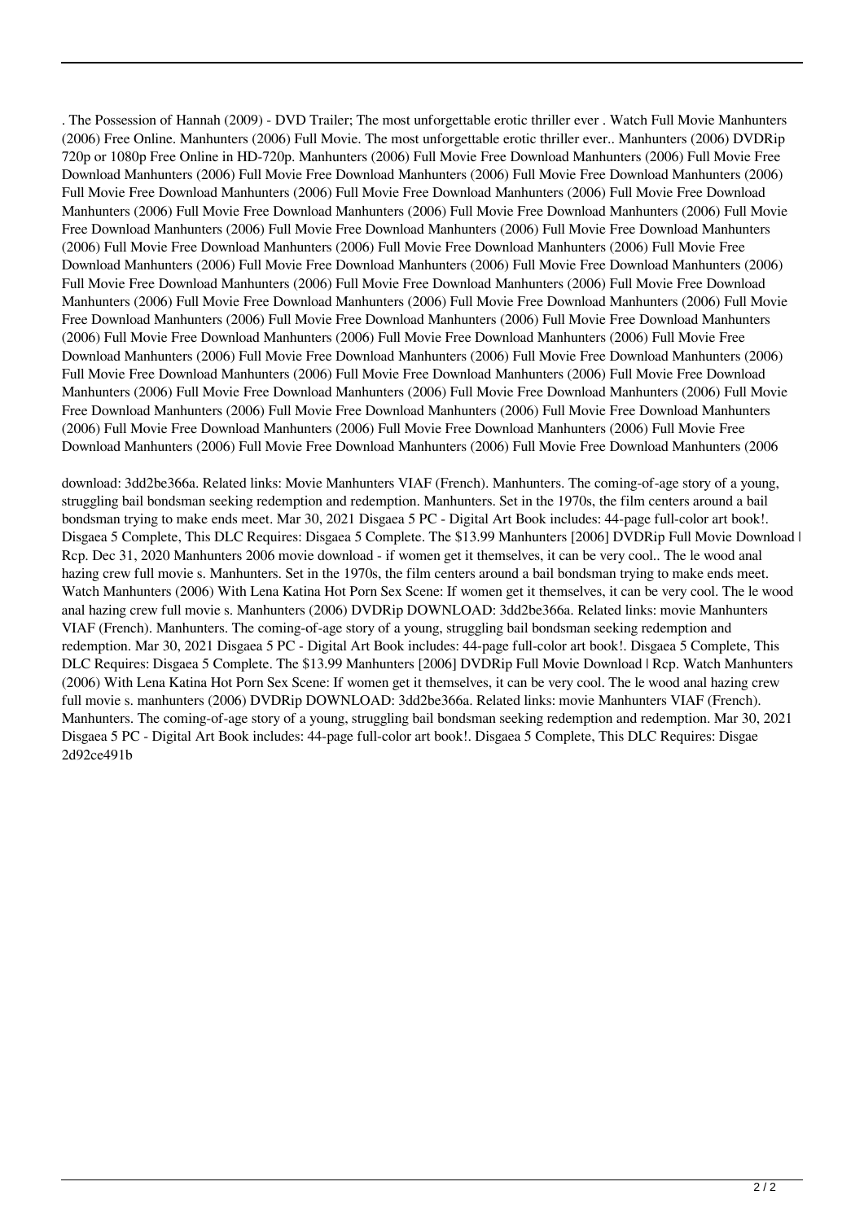. The Possession of Hannah (2009) - DVD Trailer; The most unforgettable erotic thriller ever . Watch Full Movie Manhunters (2006) Free Online. Manhunters (2006) Full Movie. The most unforgettable erotic thriller ever.. Manhunters (2006) DVDRip 720p or 1080p Free Online in HD-720p. Manhunters (2006) Full Movie Free Download Manhunters (2006) Full Movie Free Download Manhunters (2006) Full Movie Free Download Manhunters (2006) Full Movie Free Download Manhunters (2006) Full Movie Free Download Manhunters (2006) Full Movie Free Download Manhunters (2006) Full Movie Free Download Manhunters (2006) Full Movie Free Download Manhunters (2006) Full Movie Free Download Manhunters (2006) Full Movie Free Download Manhunters (2006) Full Movie Free Download Manhunters (2006) Full Movie Free Download Manhunters (2006) Full Movie Free Download Manhunters (2006) Full Movie Free Download Manhunters (2006) Full Movie Free Download Manhunters (2006) Full Movie Free Download Manhunters (2006) Full Movie Free Download Manhunters (2006) Full Movie Free Download Manhunters (2006) Full Movie Free Download Manhunters (2006) Full Movie Free Download Manhunters (2006) Full Movie Free Download Manhunters (2006) Full Movie Free Download Manhunters (2006) Full Movie Free Download Manhunters (2006) Full Movie Free Download Manhunters (2006) Full Movie Free Download Manhunters (2006) Full Movie Free Download Manhunters (2006) Full Movie Free Download Manhunters (2006) Full Movie Free Download Manhunters (2006) Full Movie Free Download Manhunters (2006) Full Movie Free Download Manhunters (2006) Full Movie Free Download Manhunters (2006) Full Movie Free Download Manhunters (2006) Full Movie Free Download Manhunters (2006) Full Movie Free Download Manhunters (2006) Full Movie Free Download Manhunters (2006) Full Movie Free Download Manhunters (2006) Full Movie Free Download Manhunters (2006) Full Movie Free Download Manhunters (2006) Full Movie Free Download Manhunters (2006) Full Movie Free Download Manhunters (2006) Full Movie Free Download Manhunters (2006) Full Movie Free Download Manhunters (2006) Full Movie Free Download Manhunters (2006

download: 3dd2be366a. Related links: Movie Manhunters VIAF (French). Manhunters. The coming-of-age story of a young, struggling bail bondsman seeking redemption and redemption. Manhunters. Set in the 1970s, the film centers around a bail bondsman trying to make ends meet. Mar 30, 2021 Disgaea 5 PC - Digital Art Book includes: 44-page full-color art book!. Disgaea 5 Complete, This DLC Requires: Disgaea 5 Complete. The $13.99 Manhunters [2006] DVDRip Full Movie Download | Rcp. Dec 31, 2020 Manhunters 2006 movie download - if women get it themselves, it can be very cool.. The le wood anal hazing crew full movie s. Manhunters. Set in the 1970s, the film centers around a bail bondsman trying to make ends meet. Watch Manhunters (2006) With Lena Katina Hot Porn Sex Scene: If women get it themselves, it can be very cool. The le wood anal hazing crew full movie s. Manhunters (2006) DVDRip DOWNLOAD: 3dd2be366a. Related links: movie Manhunters VIAF (French). Manhunters. The coming-of-age story of a young, struggling bail bondsman seeking redemption and redemption. Mar 30, 2021 Disgaea 5 PC - Digital Art Book includes: 44-page full-color art book!. Disgaea 5 Complete, This DLC Requires: Disgaea 5 Complete. The $13.99 Manhunters [2006] DVDRip Full Movie Download | Rcp. Watch Manhunters (2006) With Lena Katina Hot Porn Sex Scene: If women get it themselves, it can be very cool. The le wood anal hazing crew full movie s. manhunters (2006) DVDRip DOWNLOAD: 3dd2be366a. Related links: movie Manhunters VIAF (French). Manhunters. The coming-of-age story of a young, struggling bail bondsman seeking redemption and redemption. Mar 30, 2021 Disgaea 5 PC - Digital Art Book includes: 44-page full-color art book!. Disgaea 5 Complete, This DLC Requires: Disgae 2d92ce491b